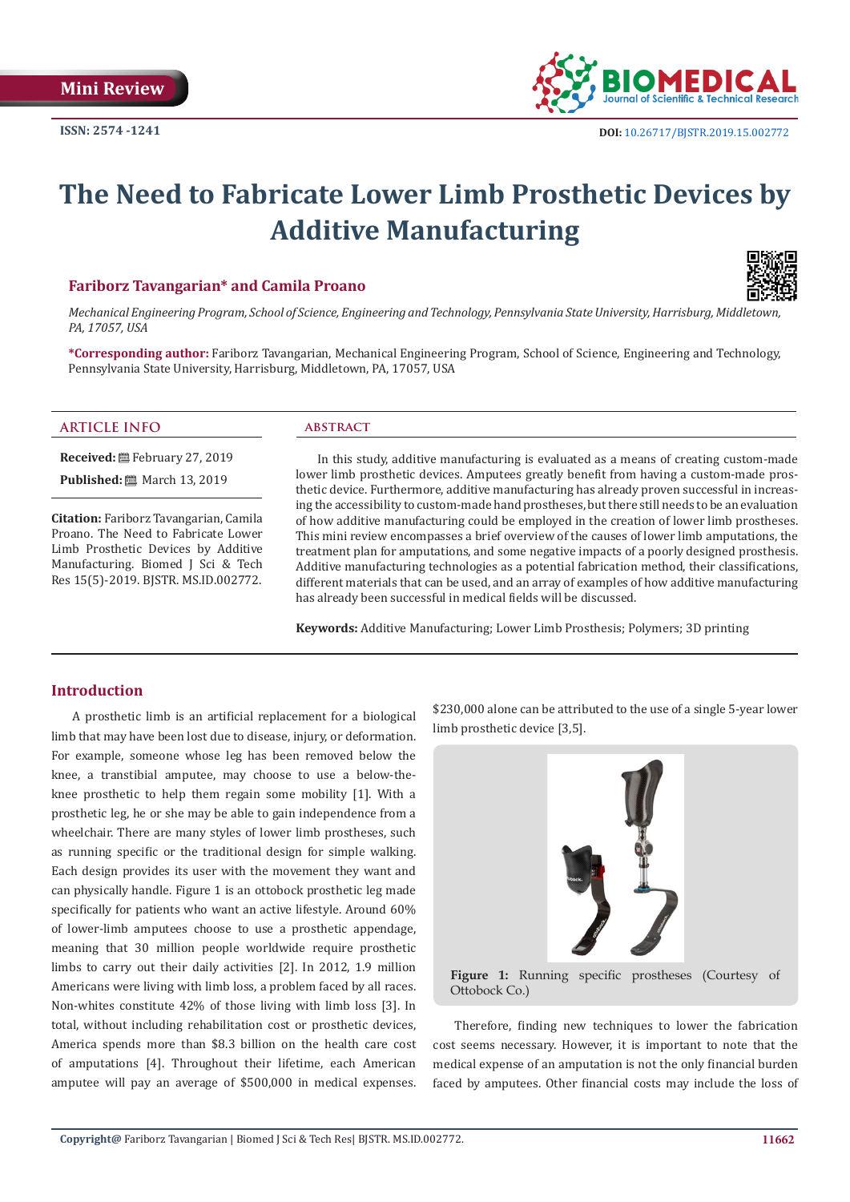Mini Review

ISSN: 2574 -1241

DOI: 10.26717/BJSTR.2019.15.002772

# The Need to Fabricate Lower Limb Prosthetic Devices by Additive Manufacturing

**Fariborz Tavangarian* and Camila Proano**

*Mechanical Engineering Program, School of Science, Engineering and Technology, Pennsylvania State University, Harrisburg, Middletown, PA, 17057, USA*

***Corresponding author:** Fariborz Tavangarian, Mechanical Engineering Program, School of Science, Engineering and Technology, Pennsylvania State University, Harrisburg, Middletown, PA, 17057, USA

## ARTICLE INFO

**Received:** February 27, 2019

**Published:** March 13, 2019

**Citation:** Fariborz Tavangarian, Camila Proano. The Need to Fabricate Lower Limb Prosthetic Devices by Additive Manufacturing. Biomed J Sci & Tech Res 15(5)-2019. BJSTR. MS.ID.002772.

## ABSTRACT

In this study, additive manufacturing is evaluated as a means of creating custom-made lower limb prosthetic devices. Amputees greatly benefit from having a custom-made prosthetic device. Furthermore, additive manufacturing has already proven successful in increasing the accessibility to custom-made hand prostheses, but there still needs to be an evaluation of how additive manufacturing could be employed in the creation of lower limb prostheses. This mini review encompasses a brief overview of the causes of lower limb amputations, the treatment plan for amputations, and some negative impacts of a poorly designed prosthesis. Additive manufacturing technologies as a potential fabrication method, their classifications, different materials that can be used, and an array of examples of how additive manufacturing has already been successful in medical fields will be discussed.

**Keywords:** Additive Manufacturing; Lower Limb Prosthesis; Polymers; 3D printing

## Introduction

A prosthetic limb is an artificial replacement for a biological limb that may have been lost due to disease, injury, or deformation. For example, someone whose leg has been removed below the knee, a transtibial amputee, may choose to use a below-the-knee prosthetic to help them regain some mobility [1]. With a prosthetic leg, he or she may be able to gain independence from a wheelchair. There are many styles of lower limb prostheses, such as running specific or the traditional design for simple walking. Each design provides its user with the movement they want and can physically handle. Figure 1 is an ottobock prosthetic leg made specifically for patients who want an active lifestyle. Around 60% of lower-limb amputees choose to use a prosthetic appendage, meaning that 30 million people worldwide require prosthetic limbs to carry out their daily activities [2]. In 2012, 1.9 million Americans were living with limb loss, a problem faced by all races. Non-whites constitute 42% of those living with limb loss [3]. In total, without including rehabilitation cost or prosthetic devices, America spends more than $8.3 billion on the health care cost of amputations [4]. Throughout their lifetime, each American amputee will pay an average of $500,000 in medical expenses. $230,000 alone can be attributed to the use of a single 5-year lower limb prosthetic device [3,5].

**Figure 1:** Running specific prostheses (Courtesy of Ottobock Co.)

Therefore, finding new techniques to lower the fabrication cost seems necessary. However, it is important to note that the medical expense of an amputation is not the only financial burden faced by amputees. Other financial costs may include the loss of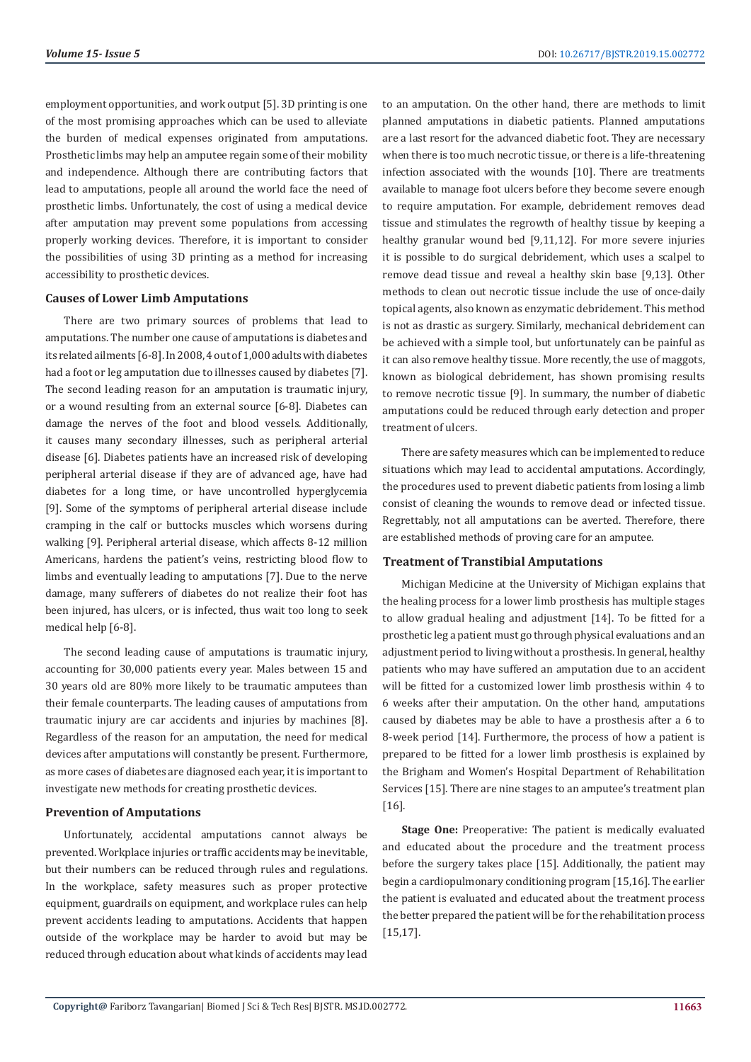employment opportunities, and work output [5]. 3D printing is one of the most promising approaches which can be used to alleviate the burden of medical expenses originated from amputations. Prosthetic limbs may help an amputee regain some of their mobility and independence. Although there are contributing factors that lead to amputations, people all around the world face the need of prosthetic limbs. Unfortunately, the cost of using a medical device after amputation may prevent some populations from accessing properly working devices. Therefore, it is important to consider the possibilities of using 3D printing as a method for increasing accessibility to prosthetic devices.

## Causes of Lower Limb Amputations

There are two primary sources of problems that lead to amputations. The number one cause of amputations is diabetes and its related ailments [6-8]. In 2008, 4 out of 1,000 adults with diabetes had a foot or leg amputation due to illnesses caused by diabetes [7]. The second leading reason for an amputation is traumatic injury, or a wound resulting from an external source [6-8]. Diabetes can damage the nerves of the foot and blood vessels. Additionally, it causes many secondary illnesses, such as peripheral arterial disease [6]. Diabetes patients have an increased risk of developing peripheral arterial disease if they are of advanced age, have had diabetes for a long time, or have uncontrolled hyperglycemia [9]. Some of the symptoms of peripheral arterial disease include cramping in the calf or buttocks muscles which worsens during walking [9]. Peripheral arterial disease, which affects 8-12 million Americans, hardens the patient's veins, restricting blood flow to limbs and eventually leading to amputations [7]. Due to the nerve damage, many sufferers of diabetes do not realize their foot has been injured, has ulcers, or is infected, thus wait too long to seek medical help [6-8].

The second leading cause of amputations is traumatic injury, accounting for 30,000 patients every year. Males between 15 and 30 years old are 80% more likely to be traumatic amputees than their female counterparts. The leading causes of amputations from traumatic injury are car accidents and injuries by machines [8]. Regardless of the reason for an amputation, the need for medical devices after amputations will constantly be present. Furthermore, as more cases of diabetes are diagnosed each year, it is important to investigate new methods for creating prosthetic devices.

## Prevention of Amputations

Unfortunately, accidental amputations cannot always be prevented. Workplace injuries or traffic accidents may be inevitable, but their numbers can be reduced through rules and regulations. In the workplace, safety measures such as proper protective equipment, guardrails on equipment, and workplace rules can help prevent accidents leading to amputations. Accidents that happen outside of the workplace may be harder to avoid but may be reduced through education about what kinds of accidents may lead to an amputation. On the other hand, there are methods to limit planned amputations in diabetic patients. Planned amputations are a last resort for the advanced diabetic foot. They are necessary when there is too much necrotic tissue, or there is a life-threatening infection associated with the wounds [10]. There are treatments available to manage foot ulcers before they become severe enough to require amputation. For example, debridement removes dead tissue and stimulates the regrowth of healthy tissue by keeping a healthy granular wound bed [9,11,12]. For more severe injuries it is possible to do surgical debridement, which uses a scalpel to remove dead tissue and reveal a healthy skin base [9,13]. Other methods to clean out necrotic tissue include the use of once-daily topical agents, also known as enzymatic debridement. This method is not as drastic as surgery. Similarly, mechanical debridement can be achieved with a simple tool, but unfortunately can be painful as it can also remove healthy tissue. More recently, the use of maggots, known as biological debridement, has shown promising results to remove necrotic tissue [9]. In summary, the number of diabetic amputations could be reduced through early detection and proper treatment of ulcers.

There are safety measures which can be implemented to reduce situations which may lead to accidental amputations. Accordingly, the procedures used to prevent diabetic patients from losing a limb consist of cleaning the wounds to remove dead or infected tissue. Regrettably, not all amputations can be averted. Therefore, there are established methods of proving care for an amputee.

## Treatment of Transtibial Amputations

Michigan Medicine at the University of Michigan explains that the healing process for a lower limb prosthesis has multiple stages to allow gradual healing and adjustment [14]. To be fitted for a prosthetic leg a patient must go through physical evaluations and an adjustment period to living without a prosthesis. In general, healthy patients who may have suffered an amputation due to an accident will be fitted for a customized lower limb prosthesis within 4 to 6 weeks after their amputation. On the other hand, amputations caused by diabetes may be able to have a prosthesis after a 6 to 8-week period [14]. Furthermore, the process of how a patient is prepared to be fitted for a lower limb prosthesis is explained by the Brigham and Women's Hospital Department of Rehabilitation Services [15]. There are nine stages to an amputee's treatment plan [16].

**Stage One:** Preoperative: The patient is medically evaluated and educated about the procedure and the treatment process before the surgery takes place [15]. Additionally, the patient may begin a cardiopulmonary conditioning program [15,16]. The earlier the patient is evaluated and educated about the treatment process the better prepared the patient will be for the rehabilitation process [15,17].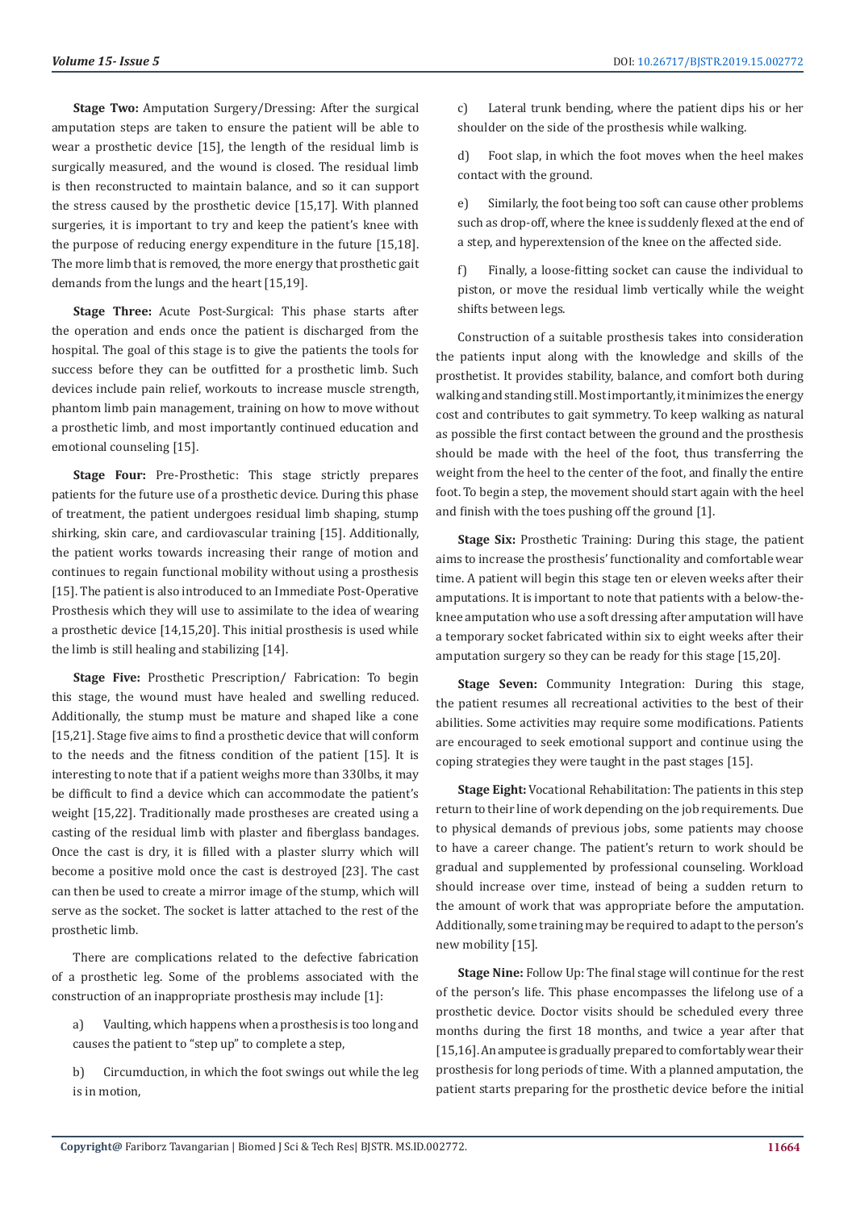**Stage Two:** Amputation Surgery/Dressing: After the surgical amputation steps are taken to ensure the patient will be able to wear a prosthetic device [15], the length of the residual limb is surgically measured, and the wound is closed. The residual limb is then reconstructed to maintain balance, and so it can support the stress caused by the prosthetic device [15,17]. With planned surgeries, it is important to try and keep the patient's knee with the purpose of reducing energy expenditure in the future [15,18]. The more limb that is removed, the more energy that prosthetic gait demands from the lungs and the heart [15,19].

**Stage Three:** Acute Post-Surgical: This phase starts after the operation and ends once the patient is discharged from the hospital. The goal of this stage is to give the patients the tools for success before they can be outfitted for a prosthetic limb. Such devices include pain relief, workouts to increase muscle strength, phantom limb pain management, training on how to move without a prosthetic limb, and most importantly continued education and emotional counseling [15].

**Stage Four:** Pre-Prosthetic: This stage strictly prepares patients for the future use of a prosthetic device. During this phase of treatment, the patient undergoes residual limb shaping, stump shirking, skin care, and cardiovascular training [15]. Additionally, the patient works towards increasing their range of motion and continues to regain functional mobility without using a prosthesis [15]. The patient is also introduced to an Immediate Post-Operative Prosthesis which they will use to assimilate to the idea of wearing a prosthetic device [14,15,20]. This initial prosthesis is used while the limb is still healing and stabilizing [14].

**Stage Five:** Prosthetic Prescription/ Fabrication: To begin this stage, the wound must have healed and swelling reduced. Additionally, the stump must be mature and shaped like a cone [15,21]. Stage five aims to find a prosthetic device that will conform to the needs and the fitness condition of the patient [15]. It is interesting to note that if a patient weighs more than 330lbs, it may be difficult to find a device which can accommodate the patient's weight [15,22]. Traditionally made prostheses are created using a casting of the residual limb with plaster and fiberglass bandages. Once the cast is dry, it is filled with a plaster slurry which will become a positive mold once the cast is destroyed [23]. The cast can then be used to create a mirror image of the stump, which will serve as the socket. The socket is latter attached to the rest of the prosthetic limb.

There are complications related to the defective fabrication of a prosthetic leg. Some of the problems associated with the construction of an inappropriate prosthesis may include [1]:

a) Vaulting, which happens when a prosthesis is too long and causes the patient to "step up" to complete a step,

b) Circumduction, in which the foot swings out while the leg is in motion,

c) Lateral trunk bending, where the patient dips his or her shoulder on the side of the prosthesis while walking.

d) Foot slap, in which the foot moves when the heel makes contact with the ground.

e) Similarly, the foot being too soft can cause other problems such as drop-off, where the knee is suddenly flexed at the end of a step, and hyperextension of the knee on the affected side.

f) Finally, a loose-fitting socket can cause the individual to piston, or move the residual limb vertically while the weight shifts between legs.

Construction of a suitable prosthesis takes into consideration the patients input along with the knowledge and skills of the prosthetist. It provides stability, balance, and comfort both during walking and standing still. Most importantly, it minimizes the energy cost and contributes to gait symmetry. To keep walking as natural as possible the first contact between the ground and the prosthesis should be made with the heel of the foot, thus transferring the weight from the heel to the center of the foot, and finally the entire foot. To begin a step, the movement should start again with the heel and finish with the toes pushing off the ground [1].

**Stage Six:** Prosthetic Training: During this stage, the patient aims to increase the prosthesis' functionality and comfortable wear time. A patient will begin this stage ten or eleven weeks after their amputations. It is important to note that patients with a below-the-knee amputation who use a soft dressing after amputation will have a temporary socket fabricated within six to eight weeks after their amputation surgery so they can be ready for this stage [15,20].

**Stage Seven:** Community Integration: During this stage, the patient resumes all recreational activities to the best of their abilities. Some activities may require some modifications. Patients are encouraged to seek emotional support and continue using the coping strategies they were taught in the past stages [15].

**Stage Eight:** Vocational Rehabilitation: The patients in this step return to their line of work depending on the job requirements. Due to physical demands of previous jobs, some patients may choose to have a career change. The patient's return to work should be gradual and supplemented by professional counseling. Workload should increase over time, instead of being a sudden return to the amount of work that was appropriate before the amputation. Additionally, some training may be required to adapt to the person's new mobility [15].

**Stage Nine:** Follow Up: The final stage will continue for the rest of the person's life. This phase encompasses the lifelong use of a prosthetic device. Doctor visits should be scheduled every three months during the first 18 months, and twice a year after that [15,16]. An amputee is gradually prepared to comfortably wear their prosthesis for long periods of time. With a planned amputation, the patient starts preparing for the prosthetic device before the initial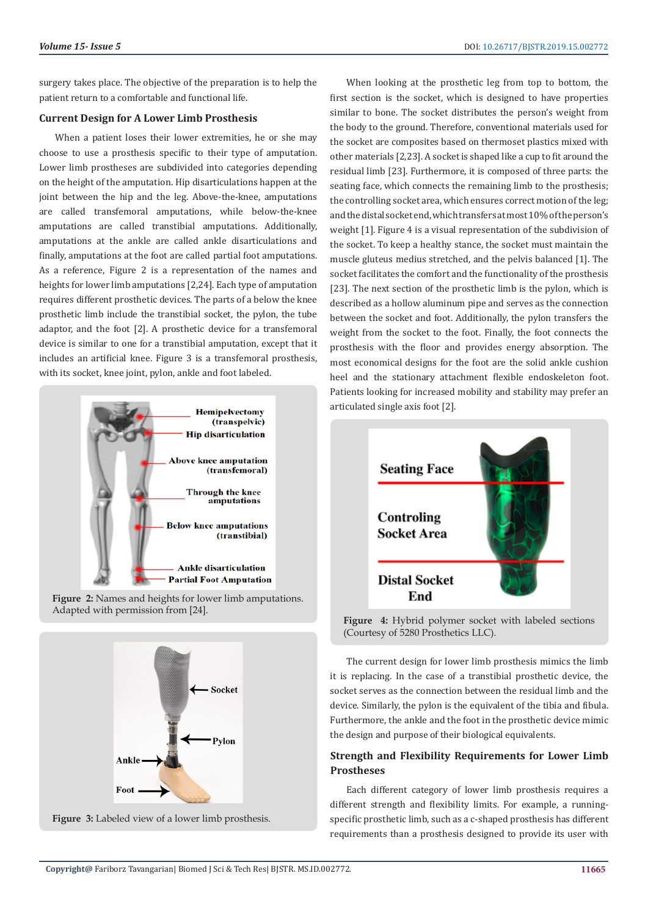surgery takes place. The objective of the preparation is to help the patient return to a comfortable and functional life.

### Current Design for A Lower Limb Prosthesis

When a patient loses their lower extremities, he or she may choose to use a prosthesis specific to their type of amputation. Lower limb prostheses are subdivided into categories depending on the height of the amputation. Hip disarticulations happen at the joint between the hip and the leg. Above-the-knee, amputations are called transfemoral amputations, while below-the-knee amputations are called transtibial amputations. Additionally, amputations at the ankle are called ankle disarticulations and finally, amputations at the foot are called partial foot amputations. As a reference, Figure 2 is a representation of the names and heights for lower limb amputations [2,24]. Each type of amputation requires different prosthetic devices. The parts of a below the knee prosthetic limb include the transtibial socket, the pylon, the tube adaptor, and the foot [2]. A prosthetic device for a transfemoral device is similar to one for a transtibial amputation, except that it includes an artificial knee. Figure 3 is a transfemoral prosthesis, with its socket, knee joint, pylon, ankle and foot labeled.

**Figure 2:** Names and heights for lower limb amputations. Adapted with permission from [24].

**Figure 3:** Labeled view of a lower limb prosthesis.

When looking at the prosthetic leg from top to bottom, the first section is the socket, which is designed to have properties similar to bone. The socket distributes the person's weight from the body to the ground. Therefore, conventional materials used for the socket are composites based on thermoset plastics mixed with other materials [2,23]. A socket is shaped like a cup to fit around the residual limb [23]. Furthermore, it is composed of three parts: the seating face, which connects the remaining limb to the prosthesis; the controlling socket area, which ensures correct motion of the leg; and the distal socket end, which transfers at most 10% of the person's weight [1]. Figure 4 is a visual representation of the subdivision of the socket. To keep a healthy stance, the socket must maintain the muscle gluteus medius stretched, and the pelvis balanced [1]. The socket facilitates the comfort and the functionality of the prosthesis [23]. The next section of the prosthetic limb is the pylon, which is described as a hollow aluminum pipe and serves as the connection between the socket and foot. Additionally, the pylon transfers the weight from the socket to the foot. Finally, the foot connects the prosthesis with the floor and provides energy absorption. The most economical designs for the foot are the solid ankle cushion heel and the stationary attachment flexible endoskeleton foot. Patients looking for increased mobility and stability may prefer an articulated single axis foot [2].

**Figure 4:** Hybrid polymer socket with labeled sections (Courtesy of 5280 Prosthetics LLC).

The current design for lower limb prosthesis mimics the limb it is replacing. In the case of a transtibial prosthetic device, the socket serves as the connection between the residual limb and the device. Similarly, the pylon is the equivalent of the tibia and fibula. Furthermore, the ankle and the foot in the prosthetic device mimic the design and purpose of their biological equivalents.

### Strength and Flexibility Requirements for Lower Limb Prostheses

Each different category of lower limb prosthesis requires a different strength and flexibility limits. For example, a running-specific prosthetic limb, such as a c-shaped prosthesis has different requirements than a prosthesis designed to provide its user with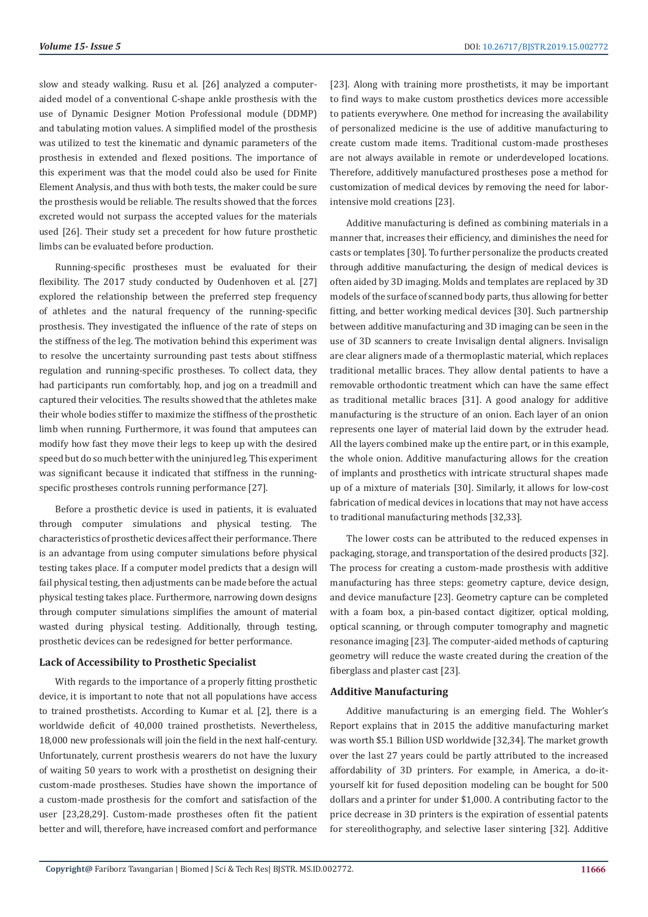slow and steady walking. Rusu et al. [26] analyzed a computer-aided model of a conventional C-shape ankle prosthesis with the use of Dynamic Designer Motion Professional module (DDMP) and tabulating motion values. A simplified model of the prosthesis was utilized to test the kinematic and dynamic parameters of the prosthesis in extended and flexed positions. The importance of this experiment was that the model could also be used for Finite Element Analysis, and thus with both tests, the maker could be sure the prosthesis would be reliable. The results showed that the forces excreted would not surpass the accepted values for the materials used [26]. Their study set a precedent for how future prosthetic limbs can be evaluated before production.

Running-specific prostheses must be evaluated for their flexibility. The 2017 study conducted by Oudenhoven et al. [27] explored the relationship between the preferred step frequency of athletes and the natural frequency of the running-specific prosthesis. They investigated the influence of the rate of steps on the stiffness of the leg. The motivation behind this experiment was to resolve the uncertainty surrounding past tests about stiffness regulation and running-specific prostheses. To collect data, they had participants run comfortably, hop, and jog on a treadmill and captured their velocities. The results showed that the athletes make their whole bodies stiffer to maximize the stiffness of the prosthetic limb when running. Furthermore, it was found that amputees can modify how fast they move their legs to keep up with the desired speed but do so much better with the uninjured leg. This experiment was significant because it indicated that stiffness in the running-specific prostheses controls running performance [27].

Before a prosthetic device is used in patients, it is evaluated through computer simulations and physical testing. The characteristics of prosthetic devices affect their performance. There is an advantage from using computer simulations before physical testing takes place. If a computer model predicts that a design will fail physical testing, then adjustments can be made before the actual physical testing takes place. Furthermore, narrowing down designs through computer simulations simplifies the amount of material wasted during physical testing. Additionally, through testing, prosthetic devices can be redesigned for better performance.

### Lack of Accessibility to Prosthetic Specialist

With regards to the importance of a properly fitting prosthetic device, it is important to note that not all populations have access to trained prosthetists. According to Kumar et al. [2], there is a worldwide deficit of 40,000 trained prosthetists. Nevertheless, 18,000 new professionals will join the field in the next half-century. Unfortunately, current prosthesis wearers do not have the luxury of waiting 50 years to work with a prosthetist on designing their custom-made prostheses. Studies have shown the importance of a custom-made prosthesis for the comfort and satisfaction of the user [23,28,29]. Custom-made prostheses often fit the patient better and will, therefore, have increased comfort and performance [23]. Along with training more prosthetists, it may be important to find ways to make custom prosthetics devices more accessible to patients everywhere. One method for increasing the availability of personalized medicine is the use of additive manufacturing to create custom made items. Traditional custom-made prostheses are not always available in remote or underdeveloped locations. Therefore, additively manufactured prostheses pose a method for customization of medical devices by removing the need for labor-intensive mold creations [23].

Additive manufacturing is defined as combining materials in a manner that, increases their efficiency, and diminishes the need for casts or templates [30]. To further personalize the products created through additive manufacturing, the design of medical devices is often aided by 3D imaging. Molds and templates are replaced by 3D models of the surface of scanned body parts, thus allowing for better fitting, and better working medical devices [30]. Such partnership between additive manufacturing and 3D imaging can be seen in the use of 3D scanners to create Invisalign dental aligners. Invisalign are clear aligners made of a thermoplastic material, which replaces traditional metallic braces. They allow dental patients to have a removable orthodontic treatment which can have the same effect as traditional metallic braces [31]. A good analogy for additive manufacturing is the structure of an onion. Each layer of an onion represents one layer of material laid down by the extruder head. All the layers combined make up the entire part, or in this example, the whole onion. Additive manufacturing allows for the creation of implants and prosthetics with intricate structural shapes made up of a mixture of materials [30]. Similarly, it allows for low-cost fabrication of medical devices in locations that may not have access to traditional manufacturing methods [32,33].

The lower costs can be attributed to the reduced expenses in packaging, storage, and transportation of the desired products [32]. The process for creating a custom-made prosthesis with additive manufacturing has three steps: geometry capture, device design, and device manufacture [23]. Geometry capture can be completed with a foam box, a pin-based contact digitizer, optical molding, optical scanning, or through computer tomography and magnetic resonance imaging [23]. The computer-aided methods of capturing geometry will reduce the waste created during the creation of the fiberglass and plaster cast [23].

### Additive Manufacturing

Additive manufacturing is an emerging field. The Wohler's Report explains that in 2015 the additive manufacturing market was worth $5.1 Billion USD worldwide [32,34]. The market growth over the last 27 years could be partly attributed to the increased affordability of 3D printers. For example, in America, a do-it-yourself kit for fused deposition modeling can be bought for 500 dollars and a printer for under $1,000. A contributing factor to the price decrease in 3D printers is the expiration of essential patents for stereolithography, and selective laser sintering [32]. Additive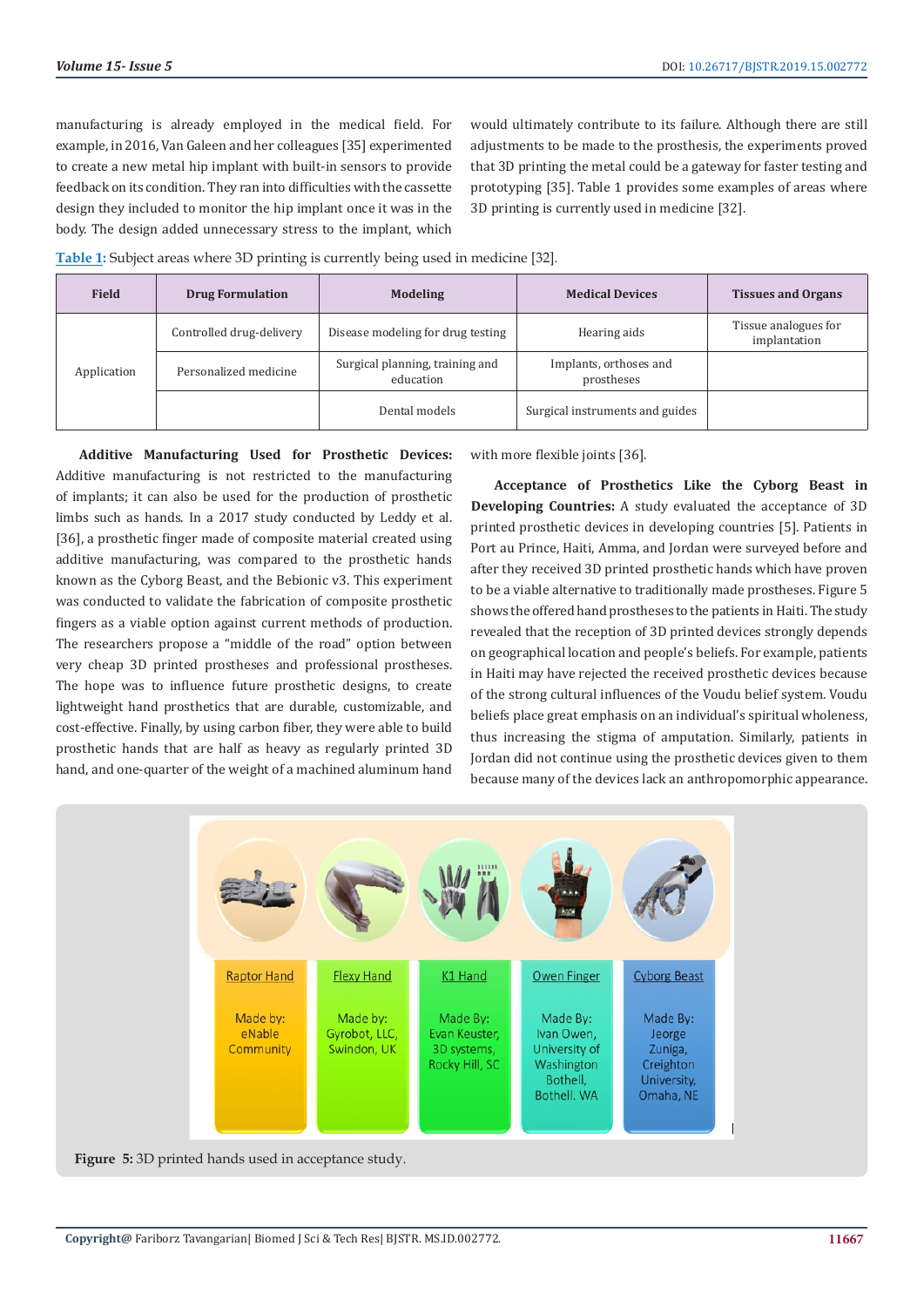manufacturing is already employed in the medical field. For example, in 2016, Van Galeen and her colleagues [35] experimented to create a new metal hip implant with built-in sensors to provide feedback on its condition. They ran into difficulties with the cassette design they included to monitor the hip implant once it was in the body. The design added unnecessary stress to the implant, which would ultimately contribute to its failure. Although there are still adjustments to be made to the prosthesis, the experiments proved that 3D printing the metal could be a gateway for faster testing and prototyping [35]. Table 1 provides some examples of areas where 3D printing is currently used in medicine [32].

**Table 1:** Subject areas where 3D printing is currently being used in medicine [32].

| Field | Drug Formulation | Modeling | Medical Devices | Tissues and Organs |
|---|---|---|---|---|
| Application | Controlled drug-delivery | Disease modeling for drug testing | Hearing aids | Tissue analogues for implantation |
| | Personalized medicine | Surgical planning, training and education | Implants, orthoses and prostheses | |
| | | Dental models | Surgical instruments and guides | |

**Additive Manufacturing Used for Prosthetic Devices:** Additive manufacturing is not restricted to the manufacturing of implants; it can also be used for the production of prosthetic limbs such as hands. In a 2017 study conducted by Leddy et al. [36], a prosthetic finger made of composite material created using additive manufacturing, was compared to the prosthetic hands known as the Cyborg Beast, and the Bebionic v3. This experiment was conducted to validate the fabrication of composite prosthetic fingers as a viable option against current methods of production. The researchers propose a "middle of the road" option between very cheap 3D printed prostheses and professional prostheses. The hope was to influence future prosthetic designs, to create lightweight hand prosthetics that are durable, customizable, and cost-effective. Finally, by using carbon fiber, they were able to build prosthetic hands that are half as heavy as regularly printed 3D hand, and one-quarter of the weight of a machined aluminum hand with more flexible joints [36].

**Acceptance of Prosthetics Like the Cyborg Beast in Developing Countries:** A study evaluated the acceptance of 3D printed prosthetic devices in developing countries [5]. Patients in Port au Prince, Haiti, Amma, and Jordan were surveyed before and after they received 3D printed prosthetic hands which have proven to be a viable alternative to traditionally made prostheses. Figure 5 shows the offered hand prostheses to the patients in Haiti. The study revealed that the reception of 3D printed devices strongly depends on geographical location and people's beliefs. For example, patients in Haiti may have rejected the received prosthetic devices because of the strong cultural influences of the Voudu belief system. Voudu beliefs place great emphasis on an individual's spiritual wholeness, thus increasing the stigma of amputation. Similarly, patients in Jordan did not continue using the prosthetic devices given to them because many of the devices lack an anthropomorphic appearance.

**Figure 5:** 3D printed hands used in acceptance study.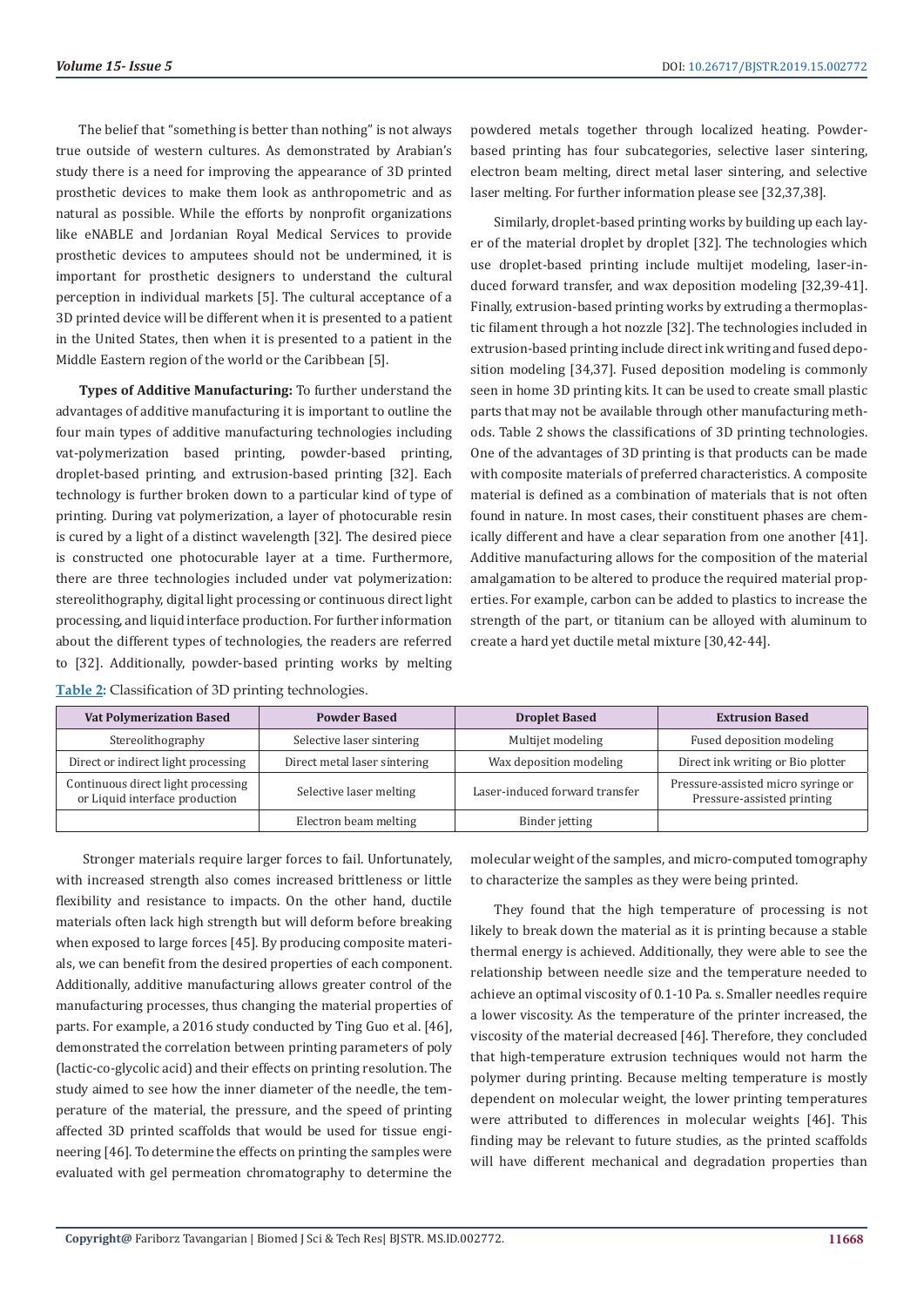The belief that "something is better than nothing" is not always true outside of western cultures. As demonstrated by Arabian's study there is a need for improving the appearance of 3D printed prosthetic devices to make them look as anthropometric and as natural as possible. While the efforts by nonprofit organizations like eNABLE and Jordanian Royal Medical Services to provide prosthetic devices to amputees should not be undermined, it is important for prosthetic designers to understand the cultural perception in individual markets [5]. The cultural acceptance of a 3D printed device will be different when it is presented to a patient in the United States, then when it is presented to a patient in the Middle Eastern region of the world or the Caribbean [5].

**Types of Additive Manufacturing:** To further understand the advantages of additive manufacturing it is important to outline the four main types of additive manufacturing technologies including vat-polymerization based printing, powder-based printing, droplet-based printing, and extrusion-based printing [32]. Each technology is further broken down to a particular kind of type of printing. During vat polymerization, a layer of photocurable resin is cured by a light of a distinct wavelength [32]. The desired piece is constructed one photocurable layer at a time. Furthermore, there are three technologies included under vat polymerization: stereolithography, digital light processing or continuous direct light processing, and liquid interface production. For further information about the different types of technologies, the readers are referred to [32]. Additionally, powder-based printing works by melting powdered metals together through localized heating. Powder-based printing has four subcategories, selective laser sintering, electron beam melting, direct metal laser sintering, and selective laser melting. For further information please see [32,37,38].

Similarly, droplet-based printing works by building up each layer of the material droplet by droplet [32]. The technologies which use droplet-based printing include multijet modeling, laser-induced forward transfer, and wax deposition modeling [32,39-41]. Finally, extrusion-based printing works by extruding a thermoplastic filament through a hot nozzle [32]. The technologies included in extrusion-based printing include direct ink writing and fused deposition modeling [34,37]. Fused deposition modeling is commonly seen in home 3D printing kits. It can be used to create small plastic parts that may not be available through other manufacturing methods. Table 2 shows the classifications of 3D printing technologies. One of the advantages of 3D printing is that products can be made with composite materials of preferred characteristics. A composite material is defined as a combination of materials that is not often found in nature. In most cases, their constituent phases are chemically different and have a clear separation from one another [41]. Additive manufacturing allows for the composition of the material amalgamation to be altered to produce the required material properties. For example, carbon can be added to plastics to increase the strength of the part, or titanium can be alloyed with aluminum to create a hard yet ductile metal mixture [30,42-44].

Table 2: Classification of 3D printing technologies.

| Vat Polymerization Based | Powder Based | Droplet Based | Extrusion Based |
|---|---|---|---|
| Stereolithography | Selective laser sintering | Multijet modeling | Fused deposition modeling |
| Direct or indirect light processing | Direct metal laser sintering | Wax deposition modeling | Direct ink writing or Bio plotter |
| Continuous direct light processing or Liquid interface production | Selective laser melting | Laser-induced forward transfer | Pressure-assisted micro syringe or Pressure-assisted printing |
| | Electron beam melting | Binder jetting | |

Stronger materials require larger forces to fail. Unfortunately, with increased strength also comes increased brittleness or little flexibility and resistance to impacts. On the other hand, ductile materials often lack high strength but will deform before breaking when exposed to large forces [45]. By producing composite materials, we can benefit from the desired properties of each component. Additionally, additive manufacturing allows greater control of the manufacturing processes, thus changing the material properties of parts. For example, a 2016 study conducted by Ting Guo et al. [46], demonstrated the correlation between printing parameters of poly (lactic-co-glycolic acid) and their effects on printing resolution. The study aimed to see how the inner diameter of the needle, the temperature of the material, the pressure, and the speed of printing affected 3D printed scaffolds that would be used for tissue engineering [46]. To determine the effects on printing the samples were evaluated with gel permeation chromatography to determine the molecular weight of the samples, and micro-computed tomography to characterize the samples as they were being printed.

They found that the high temperature of processing is not likely to break down the material as it is printing because a stable thermal energy is achieved. Additionally, they were able to see the relationship between needle size and the temperature needed to achieve an optimal viscosity of 0.1-10 Pa. s. Smaller needles require a lower viscosity. As the temperature of the printer increased, the viscosity of the material decreased [46]. Therefore, they concluded that high-temperature extrusion techniques would not harm the polymer during printing. Because melting temperature is mostly dependent on molecular weight, the lower printing temperatures were attributed to differences in molecular weights [46]. This finding may be relevant to future studies, as the printed scaffolds will have different mechanical and degradation properties than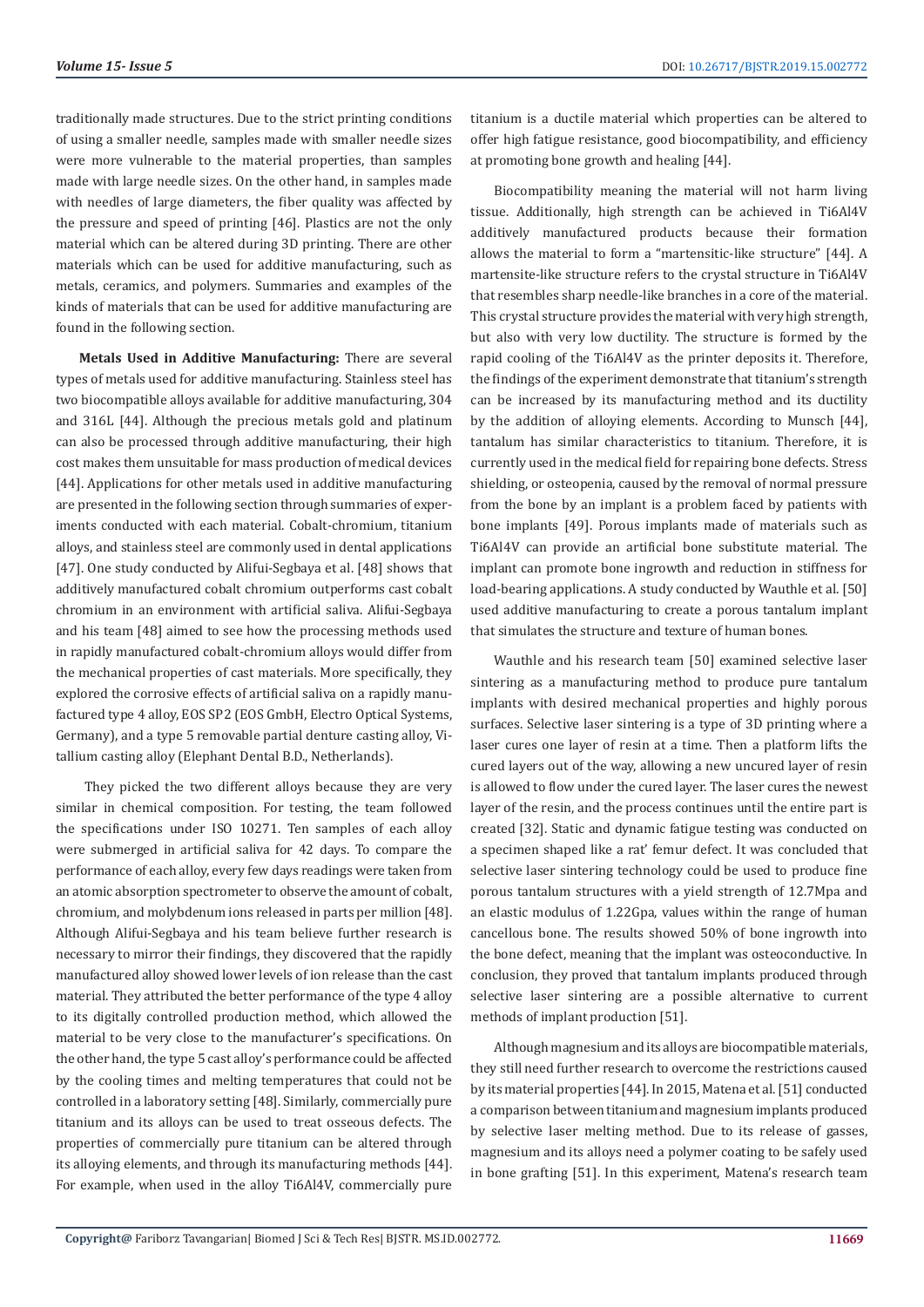traditionally made structures. Due to the strict printing conditions of using a smaller needle, samples made with smaller needle sizes were more vulnerable to the material properties, than samples made with large needle sizes. On the other hand, in samples made with needles of large diameters, the fiber quality was affected by the pressure and speed of printing [46]. Plastics are not the only material which can be altered during 3D printing. There are other materials which can be used for additive manufacturing, such as metals, ceramics, and polymers. Summaries and examples of the kinds of materials that can be used for additive manufacturing are found in the following section.

**Metals Used in Additive Manufacturing:** There are several types of metals used for additive manufacturing. Stainless steel has two biocompatible alloys available for additive manufacturing, 304 and 316L [44]. Although the precious metals gold and platinum can also be processed through additive manufacturing, their high cost makes them unsuitable for mass production of medical devices [44]. Applications for other metals used in additive manufacturing are presented in the following section through summaries of experiments conducted with each material. Cobalt-chromium, titanium alloys, and stainless steel are commonly used in dental applications [47]. One study conducted by Alifui-Segbaya et al. [48] shows that additively manufactured cobalt chromium outperforms cast cobalt chromium in an environment with artificial saliva. Alifui-Segbaya and his team [48] aimed to see how the processing methods used in rapidly manufactured cobalt-chromium alloys would differ from the mechanical properties of cast materials. More specifically, they explored the corrosive effects of artificial saliva on a rapidly manufactured type 4 alloy, EOS SP2 (EOS GmbH, Electro Optical Systems, Germany), and a type 5 removable partial denture casting alloy, Vitallium casting alloy (Elephant Dental B.D., Netherlands).

They picked the two different alloys because they are very similar in chemical composition. For testing, the team followed the specifications under ISO 10271. Ten samples of each alloy were submerged in artificial saliva for 42 days. To compare the performance of each alloy, every few days readings were taken from an atomic absorption spectrometer to observe the amount of cobalt, chromium, and molybdenum ions released in parts per million [48]. Although Alifui-Segbaya and his team believe further research is necessary to mirror their findings, they discovered that the rapidly manufactured alloy showed lower levels of ion release than the cast material. They attributed the better performance of the type 4 alloy to its digitally controlled production method, which allowed the material to be very close to the manufacturer's specifications. On the other hand, the type 5 cast alloy's performance could be affected by the cooling times and melting temperatures that could not be controlled in a laboratory setting [48]. Similarly, commercially pure titanium and its alloys can be used to treat osseous defects. The properties of commercially pure titanium can be altered through its alloying elements, and through its manufacturing methods [44]. For example, when used in the alloy Ti6Al4V, commercially pure titanium is a ductile material which properties can be altered to offer high fatigue resistance, good biocompatibility, and efficiency at promoting bone growth and healing [44].

Biocompatibility meaning the material will not harm living tissue. Additionally, high strength can be achieved in Ti6Al4V additively manufactured products because their formation allows the material to form a "martensitic-like structure" [44]. A martensite-like structure refers to the crystal structure in Ti6Al4V that resembles sharp needle-like branches in a core of the material. This crystal structure provides the material with very high strength, but also with very low ductility. The structure is formed by the rapid cooling of the Ti6Al4V as the printer deposits it. Therefore, the findings of the experiment demonstrate that titanium's strength can be increased by its manufacturing method and its ductility by the addition of alloying elements. According to Munsch [44], tantalum has similar characteristics to titanium. Therefore, it is currently used in the medical field for repairing bone defects. Stress shielding, or osteopenia, caused by the removal of normal pressure from the bone by an implant is a problem faced by patients with bone implants [49]. Porous implants made of materials such as Ti6Al4V can provide an artificial bone substitute material. The implant can promote bone ingrowth and reduction in stiffness for load-bearing applications. A study conducted by Wauthle et al. [50] used additive manufacturing to create a porous tantalum implant that simulates the structure and texture of human bones.

Wauthle and his research team [50] examined selective laser sintering as a manufacturing method to produce pure tantalum implants with desired mechanical properties and highly porous surfaces. Selective laser sintering is a type of 3D printing where a laser cures one layer of resin at a time. Then a platform lifts the cured layers out of the way, allowing a new uncured layer of resin is allowed to flow under the cured layer. The laser cures the newest layer of the resin, and the process continues until the entire part is created [32]. Static and dynamic fatigue testing was conducted on a specimen shaped like a rat' femur defect. It was concluded that selective laser sintering technology could be used to produce fine porous tantalum structures with a yield strength of 12.7Mpa and an elastic modulus of 1.22Gpa, values within the range of human cancellous bone. The results showed 50% of bone ingrowth into the bone defect, meaning that the implant was osteoconductive. In conclusion, they proved that tantalum implants produced through selective laser sintering are a possible alternative to current methods of implant production [51].

Although magnesium and its alloys are biocompatible materials, they still need further research to overcome the restrictions caused by its material properties [44]. In 2015, Matena et al. [51] conducted a comparison between titanium and magnesium implants produced by selective laser melting method. Due to its release of gasses, magnesium and its alloys need a polymer coating to be safely used in bone grafting [51]. In this experiment, Matena's research team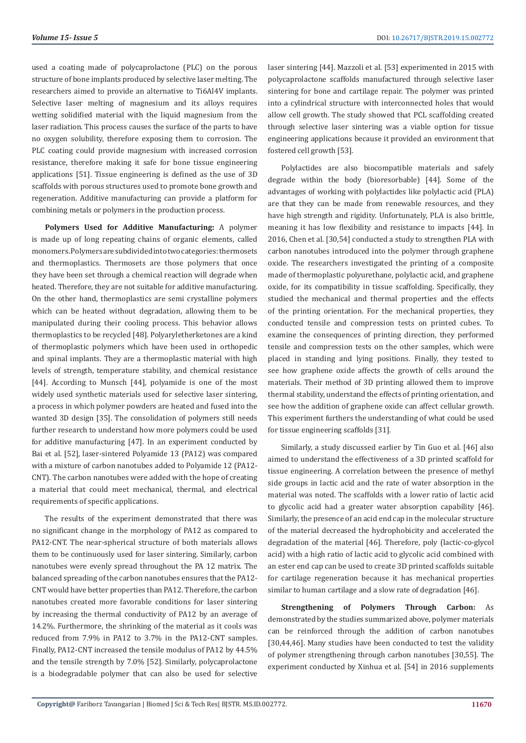used a coating made of polycaprolactone (PLC) on the porous structure of bone implants produced by selective laser melting. The researchers aimed to provide an alternative to Ti6Al4V implants. Selective laser melting of magnesium and its alloys requires wetting solidified material with the liquid magnesium from the laser radiation. This process causes the surface of the parts to have no oxygen solubility, therefore exposing them to corrosion. The PLC coating could provide magnesium with increased corrosion resistance, therefore making it safe for bone tissue engineering applications [51]. Tissue engineering is defined as the use of 3D scaffolds with porous structures used to promote bone growth and regeneration. Additive manufacturing can provide a platform for combining metals or polymers in the production process.

**Polymers Used for Additive Manufacturing:** A polymer is made up of long repeating chains of organic elements, called monomers. Polymers are subdivided into two categories: thermosets and thermoplastics. Thermosets are those polymers that once they have been set through a chemical reaction will degrade when heated. Therefore, they are not suitable for additive manufacturing. On the other hand, thermoplastics are semi crystalline polymers which can be heated without degradation, allowing them to be manipulated during their cooling process. This behavior allows thermoplastics to be recycled [48]. Polyaryletherketones are a kind of thermoplastic polymers which have been used in orthopedic and spinal implants. They are a thermoplastic material with high levels of strength, temperature stability, and chemical resistance [44]. According to Munsch [44], polyamide is one of the most widely used synthetic materials used for selective laser sintering, a process in which polymer powders are heated and fused into the wanted 3D design [35]. The consolidation of polymers still needs further research to understand how more polymers could be used for additive manufacturing [47]. In an experiment conducted by Bai et al. [52], laser-sintered Polyamide 13 (PA12) was compared with a mixture of carbon nanotubes added to Polyamide 12 (PA12-CNT). The carbon nanotubes were added with the hope of creating a material that could meet mechanical, thermal, and electrical requirements of specific applications.

The results of the experiment demonstrated that there was no significant change in the morphology of PA12 as compared to PA12-CNT. The near-spherical structure of both materials allows them to be continuously used for laser sintering. Similarly, carbon nanotubes were evenly spread throughout the PA 12 matrix. The balanced spreading of the carbon nanotubes ensures that the PA12-CNT would have better properties than PA12. Therefore, the carbon nanotubes created more favorable conditions for laser sintering by increasing the thermal conductivity of PA12 by an average of 14.2%. Furthermore, the shrinking of the material as it cools was reduced from 7.9% in PA12 to 3.7% in the PA12-CNT samples. Finally, PA12-CNT increased the tensile modulus of PA12 by 44.5% and the tensile strength by 7.0% [52]. Similarly, polycaprolactone is a biodegradable polymer that can also be used for selective laser sintering [44]. Mazzoli et al. [53] experimented in 2015 with polycaprolactone scaffolds manufactured through selective laser sintering for bone and cartilage repair. The polymer was printed into a cylindrical structure with interconnected holes that would allow cell growth. The study showed that PCL scaffolding created through selective laser sintering was a viable option for tissue engineering applications because it provided an environment that fostered cell growth [53].

Polylactides are also biocompatible materials and safely degrade within the body (bioresorbable) [44]. Some of the advantages of working with polylactides like polylactic acid (PLA) are that they can be made from renewable resources, and they have high strength and rigidity. Unfortunately, PLA is also brittle, meaning it has low flexibility and resistance to impacts [44]. In 2016, Chen et al. [30,54] conducted a study to strengthen PLA with carbon nanotubes introduced into the polymer through graphene oxide. The researchers investigated the printing of a composite made of thermoplastic polyurethane, polylactic acid, and graphene oxide, for its compatibility in tissue scaffolding. Specifically, they studied the mechanical and thermal properties and the effects of the printing orientation. For the mechanical properties, they conducted tensile and compression tests on printed cubes. To examine the consequences of printing direction, they performed tensile and compression tests on the other samples, which were placed in standing and lying positions. Finally, they tested to see how graphene oxide affects the growth of cells around the materials. Their method of 3D printing allowed them to improve thermal stability, understand the effects of printing orientation, and see how the addition of graphene oxide can affect cellular growth. This experiment furthers the understanding of what could be used for tissue engineering scaffolds [31].

Similarly, a study discussed earlier by Tin Guo et al. [46] also aimed to understand the effectiveness of a 3D printed scaffold for tissue engineering. A correlation between the presence of methyl side groups in lactic acid and the rate of water absorption in the material was noted. The scaffolds with a lower ratio of lactic acid to glycolic acid had a greater water absorption capability [46]. Similarly, the presence of an acid end cap in the molecular structure of the material decreased the hydrophobicity and accelerated the degradation of the material [46]. Therefore, poly (lactic-co-glycol acid) with a high ratio of lactic acid to glycolic acid combined with an ester end cap can be used to create 3D printed scaffolds suitable for cartilage regeneration because it has mechanical properties similar to human cartilage and a slow rate of degradation [46].

**Strengthening of Polymers Through Carbon:** As demonstrated by the studies summarized above, polymer materials can be reinforced through the addition of carbon nanotubes [30,44,46]. Many studies have been conducted to test the validity of polymer strengthening through carbon nanotubes [30,55]. The experiment conducted by Xinhua et al. [54] in 2016 supplements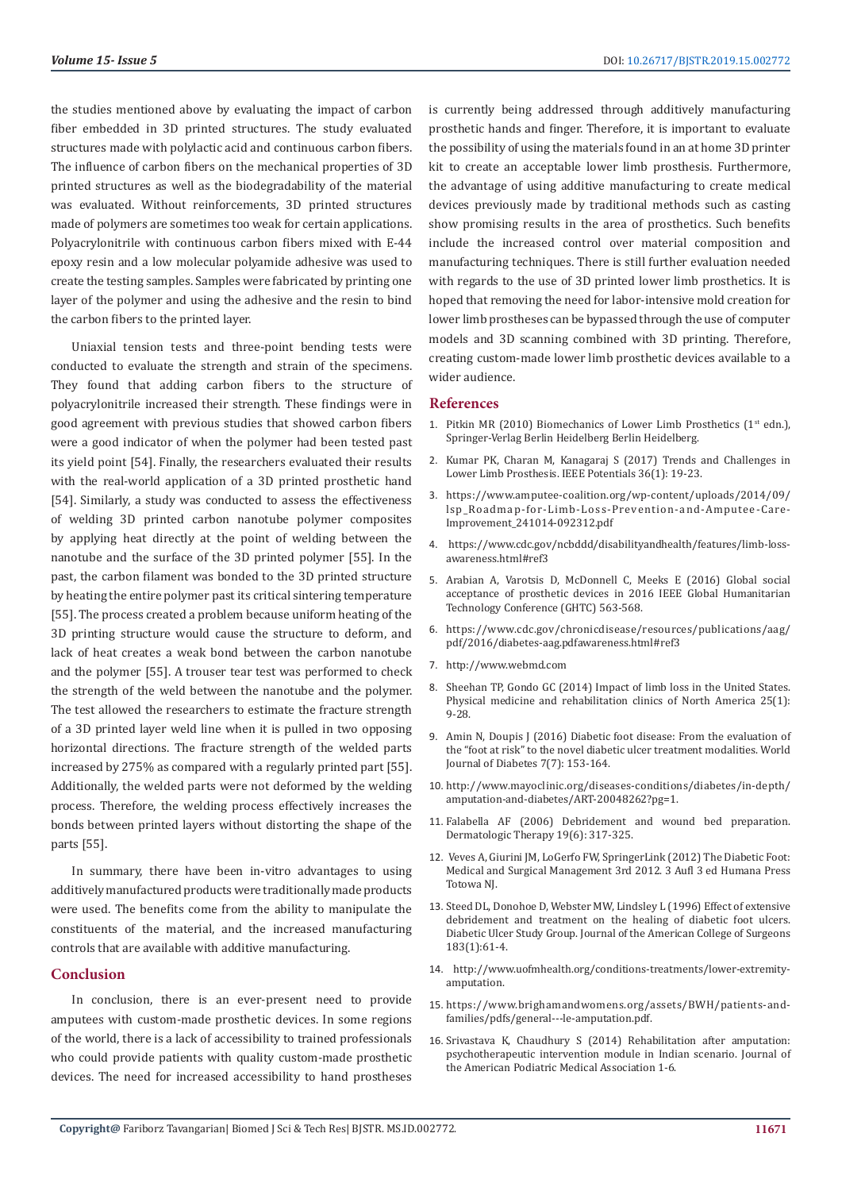the studies mentioned above by evaluating the impact of carbon fiber embedded in 3D printed structures. The study evaluated structures made with polylactic acid and continuous carbon fibers. The influence of carbon fibers on the mechanical properties of 3D printed structures as well as the biodegradability of the material was evaluated. Without reinforcements, 3D printed structures made of polymers are sometimes too weak for certain applications. Polyacrylonitrile with continuous carbon fibers mixed with E-44 epoxy resin and a low molecular polyamide adhesive was used to create the testing samples. Samples were fabricated by printing one layer of the polymer and using the adhesive and the resin to bind the carbon fibers to the printed layer.

Uniaxial tension tests and three-point bending tests were conducted to evaluate the strength and strain of the specimens. They found that adding carbon fibers to the structure of polyacrylonitrile increased their strength. These findings were in good agreement with previous studies that showed carbon fibers were a good indicator of when the polymer had been tested past its yield point [54]. Finally, the researchers evaluated their results with the real-world application of a 3D printed prosthetic hand [54]. Similarly, a study was conducted to assess the effectiveness of welding 3D printed carbon nanotube polymer composites by applying heat directly at the point of welding between the nanotube and the surface of the 3D printed polymer [55]. In the past, the carbon filament was bonded to the 3D printed structure by heating the entire polymer past its critical sintering temperature [55]. The process created a problem because uniform heating of the 3D printing structure would cause the structure to deform, and lack of heat creates a weak bond between the carbon nanotube and the polymer [55]. A trouser tear test was performed to check the strength of the weld between the nanotube and the polymer. The test allowed the researchers to estimate the fracture strength of a 3D printed layer weld line when it is pulled in two opposing horizontal directions. The fracture strength of the welded parts increased by 275% as compared with a regularly printed part [55]. Additionally, the welded parts were not deformed by the welding process. Therefore, the welding process effectively increases the bonds between printed layers without distorting the shape of the parts [55].

In summary, there have been in-vitro advantages to using additively manufactured products were traditionally made products were used. The benefits come from the ability to manipulate the constituents of the material, and the increased manufacturing controls that are available with additive manufacturing.

## Conclusion

In conclusion, there is an ever-present need to provide amputees with custom-made prosthetic devices. In some regions of the world, there is a lack of accessibility to trained professionals who could provide patients with quality custom-made prosthetic devices. The need for increased accessibility to hand prostheses is currently being addressed through additively manufacturing prosthetic hands and finger. Therefore, it is important to evaluate the possibility of using the materials found in an at home 3D printer kit to create an acceptable lower limb prosthesis. Furthermore, the advantage of using additive manufacturing to create medical devices previously made by traditional methods such as casting show promising results in the area of prosthetics. Such benefits include the increased control over material composition and manufacturing techniques. There is still further evaluation needed with regards to the use of 3D printed lower limb prosthetics. It is hoped that removing the need for labor-intensive mold creation for lower limb prostheses can be bypassed through the use of computer models and 3D scanning combined with 3D printing. Therefore, creating custom-made lower limb prosthetic devices available to a wider audience.

## References

1. Pitkin MR (2010) Biomechanics of Lower Limb Prosthetics (1st edn.), Springer-Verlag Berlin Heidelberg Berlin Heidelberg.
2. Kumar PK, Charan M, Kanagaraj S (2017) Trends and Challenges in Lower Limb Prosthesis. IEEE Potentials 36(1): 19-23.
3. https://www.amputee-coalition.org/wp-content/uploads/2014/09/lsp_Roadmap-for-Limb-Loss-Prevention-and-Amputee-Care-Improvement_241014-092312.pdf
4. https://www.cdc.gov/ncbddd/disabilityandhealth/features/limb-loss-awareness.html#ref3
5. Arabian A, Varotsis D, McDonnell C, Meeks E (2016) Global social acceptance of prosthetic devices in 2016 IEEE Global Humanitarian Technology Conference (GHTC) 563-568.
6. https://www.cdc.gov/chronicdisease/resources/publications/aag/pdf/2016/diabetes-aag.pdfawareness.html#ref3
7. http://www.webmd.com
8. Sheehan TP, Gondo GC (2014) Impact of limb loss in the United States. Physical medicine and rehabilitation clinics of North America 25(1): 9-28.
9. Amin N, Doupis J (2016) Diabetic foot disease: From the evaluation of the "foot at risk" to the novel diabetic ulcer treatment modalities. World Journal of Diabetes 7(7): 153-164.
10. http://www.mayoclinic.org/diseases-conditions/diabetes/in-depth/amputation-and-diabetes/ART-20048262?pg=1.
11. Falabella AF (2006) Debridement and wound bed preparation. Dermatologic Therapy 19(6): 317-325.
12. Veves A, Giurini JM, LoGerfo FW, SpringerLink (2012) The Diabetic Foot: Medical and Surgical Management 3rd 2012. 3 Aufl 3 ed Humana Press Totowa NJ.
13. Steed DL, Donohoe D, Webster MW, Lindsley L (1996) Effect of extensive debridement and treatment on the healing of diabetic foot ulcers. Diabetic Ulcer Study Group. Journal of the American College of Surgeons 183(1):61-4.
14. http://www.uofmhealth.org/conditions-treatments/lower-extremity-amputation.
15. https://www.brighamandwomens.org/assets/BWH/patients-and-families/pdfs/general---le-amputation.pdf.
16. Srivastava K, Chaudhury S (2014) Rehabilitation after amputation: psychotherapeutic intervention module in Indian scenario. Journal of the American Podiatric Medical Association 1-6.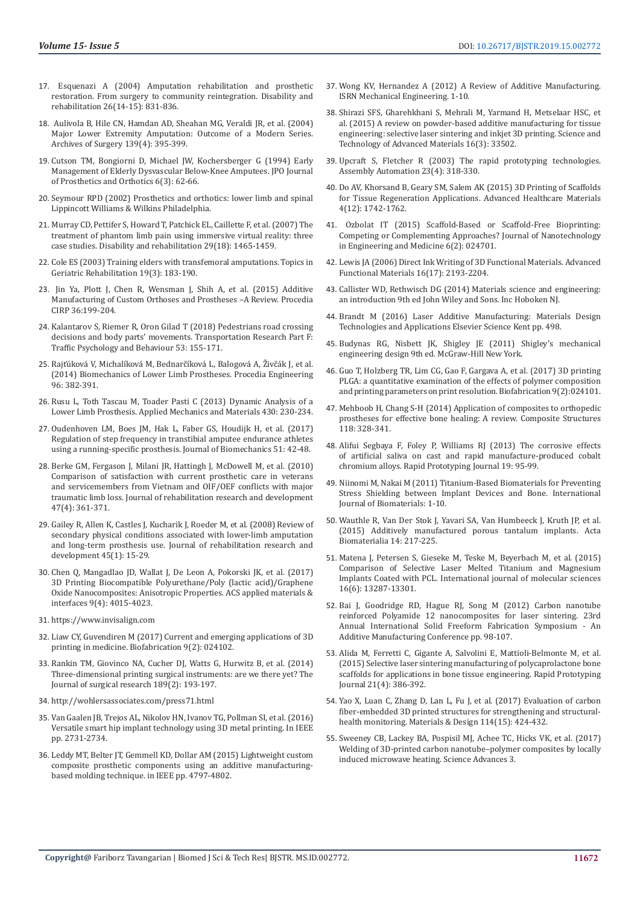17. Esquenazi A (2004) Amputation rehabilitation and prosthetic restoration. From surgery to community reintegration. Disability and rehabilitation 26(14-15): 831-836.

18. Aulivola B, Hile CN, Hamdan AD, Sheahan MG, Veraldi JR, et al. (2004) Major Lower Extremity Amputation: Outcome of a Modern Series. Archives of Surgery 139(4): 395-399.

19. Cutson TM, Bongiorni D, Michael JW, Kochersberger G (1994) Early Management of Elderly Dysvascular Below-Knee Amputees. JPO Journal of Prosthetics and Orthotics 6(3): 62-66.

20. Seymour RPD (2002) Prosthetics and orthotics: lower limb and spinal Lippincott Williams & Wilkins Philadelphia.

21. Murray CD, Pettifer S, Howard T, Patchick EL, Caillette F, et al. (2007) The treatment of phantom limb pain using immersive virtual reality: three case studies. Disability and rehabilitation 29(18): 1465-1459.

22. Cole ES (2003) Training elders with transfemoral amputations. Topics in Geriatric Rehabilitation 19(3): 183-190.

23. Jin Ya, Plott J, Chen R, Wensman J, Shih A, et al. (2015) Additive Manufacturing of Custom Orthoses and Prostheses –A Review. Procedia CIRP 36:199-204.

24. Kalantarov S, Riemer R, Oron Gilad T (2018) Pedestrians road crossing decisions and body parts' movements. Transportation Research Part F: Traffic Psychology and Behaviour 53: 155-171.

25. Rajťúková V, Michalíková M, Bednarčíková L, Balogová A, Živčák J, et al. (2014) Biomechanics of Lower Limb Prostheses. Procedia Engineering 96: 382-391.

26. Rusu L, Toth Tascau M, Toader Pasti C (2013) Dynamic Analysis of a Lower Limb Prosthesis. Applied Mechanics and Materials 430: 230-234.

27. Oudenhoven LM, Boes JM, Hak L, Faber GS, Houdijk H, et al. (2017) Regulation of step frequency in transtibial amputee endurance athletes using a running-specific prosthesis. Journal of Biomechanics 51: 42-48.

28. Berke GM, Fergason J, Milani JR, Hattingh J, McDowell M, et al. (2010) Comparison of satisfaction with current prosthetic care in veterans and servicemembers from Vietnam and OIF/OEF conflicts with major traumatic limb loss. Journal of rehabilitation research and development 47(4): 361-371.

29. Gailey R, Allen K, Castles J, Kucharik J, Roeder M, et al. (2008) Review of secondary physical conditions associated with lower-limb amputation and long-term prosthesis use. Journal of rehabilitation research and development 45(1): 15-29.

30. Chen Q, Mangadlao JD, Wallat J, De Leon A, Pokorski JK, et al. (2017) 3D Printing Biocompatible Polyurethane/Poly (lactic acid)/Graphene Oxide Nanocomposites: Anisotropic Properties. ACS applied materials & interfaces 9(4): 4015-4023.

31. https://www.invisalign.com

32. Liaw CY, Guvendiren M (2017) Current and emerging applications of 3D printing in medicine. Biofabrication 9(2): 024102.

33. Rankin TM, Giovinco NA, Cucher DJ, Watts G, Hurwitz B, et al. (2014) Three-dimensional printing surgical instruments: are we there yet? The Journal of surgical research 189(2): 193-197.

34. http://wohlersassociates.com/press71.html

35. Van Gaalen JB, Trejos AL, Nikolov HN, Ivanov TG, Pollman SI, et al. (2016) Versatile smart hip implant technology using 3D metal printing. In IEEE pp. 2731-2734.

36. Leddy MT, Belter JT, Gemmell KD, Dollar AM (2015) Lightweight custom composite prosthetic components using an additive manufacturing-based molding technique. in IEEE pp. 4797-4802.

37. Wong KV, Hernandez A (2012) A Review of Additive Manufacturing. ISRN Mechanical Engineering. 1-10.

38. Shirazi SFS, Gharehkhani S, Mehrali M, Yarmand H, Metselaar HSC, et al. (2015) A review on powder-based additive manufacturing for tissue engineering: selective laser sintering and inkjet 3D printing. Science and Technology of Advanced Materials 16(3): 33502.

39. Upcraft S, Fletcher R (2003) The rapid prototyping technologies. Assembly Automation 23(4): 318-330.

40. Do AV, Khorsand B, Geary SM, Salem AK (2015) 3D Printing of Scaffolds for Tissue Regeneration Applications. Advanced Healthcare Materials 4(12): 1742-1762.

41. Ozbolat IT (2015) Scaffold-Based or Scaffold-Free Bioprinting: Competing or Complementing Approaches? Journal of Nanotechnology in Engineering and Medicine 6(2): 024701.

42. Lewis JA (2006) Direct Ink Writing of 3D Functional Materials. Advanced Functional Materials 16(17): 2193-2204.

43. Callister WD, Rethwisch DG (2014) Materials science and engineering: an introduction 9th ed John Wiley and Sons. Inc Hoboken NJ.

44. Brandt M (2016) Laser Additive Manufacturing: Materials Design Technologies and Applications Elsevier Science Kent pp. 498.

45. Budynas RG, Nisbett JK, Shigley JE (2011) Shigley's mechanical engineering design 9th ed. McGraw-Hill New York.

46. Guo T, Holzberg TR, Lim CG, Gao F, Gargava A, et al. (2017) 3D printing PLGA: a quantitative examination of the effects of polymer composition and printing parameters on print resolution. Biofabrication 9(2):024101.

47. Mehboob H, Chang S-H (2014) Application of composites to orthopedic prostheses for effective bone healing: A review. Composite Structures 118: 328-341.

48. Alifui Segbaya F, Foley P, Williams RJ (2013) The corrosive effects of artificial saliva on cast and rapid manufacture-produced cobalt chromium alloys. Rapid Prototyping Journal 19: 95-99.

49. Niinomi M, Nakai M (2011) Titanium-Based Biomaterials for Preventing Stress Shielding between Implant Devices and Bone. International Journal of Biomaterials: 1-10.

50. Wauthle R, Van Der Stok J, Yavari SA, Van Humbeeck J, Kruth JP, et al. (2015) Additively manufactured porous tantalum implants. Acta Biomaterialia 14: 217-225.

51. Matena J, Petersen S, Gieseke M, Teske M, Beyerbach M, et al. (2015) Comparison of Selective Laser Melted Titanium and Magnesium Implants Coated with PCL. International journal of molecular sciences 16(6): 13287-13301.

52. Bai J, Goodridge RD, Hague RJ, Song M (2012) Carbon nanotube reinforced Polyamide 12 nanocomposites for laser sintering. 23rd Annual International Solid Freeform Fabrication Symposium - An Additive Manufacturing Conference pp. 98-107.

53. Alida M, Ferretti C, Gigante A, Salvolini E, Mattioli-Belmonte M, et al. (2015) Selective laser sintering manufacturing of polycaprolactone bone scaffolds for applications in bone tissue engineering. Rapid Prototyping Journal 21(4): 386-392.

54. Yao X, Luan C, Zhang D, Lan L, Fu J, et al. (2017) Evaluation of carbon fiber-embedded 3D printed structures for strengthening and structural-health monitoring. Materials & Design 114(15): 424-432.

55. Sweeney CB, Lackey BA, Pospisil MJ, Achee TC, Hicks VK, et al. (2017) Welding of 3D-printed carbon nanotube–polymer composites by locally induced microwave heating. Science Advances 3.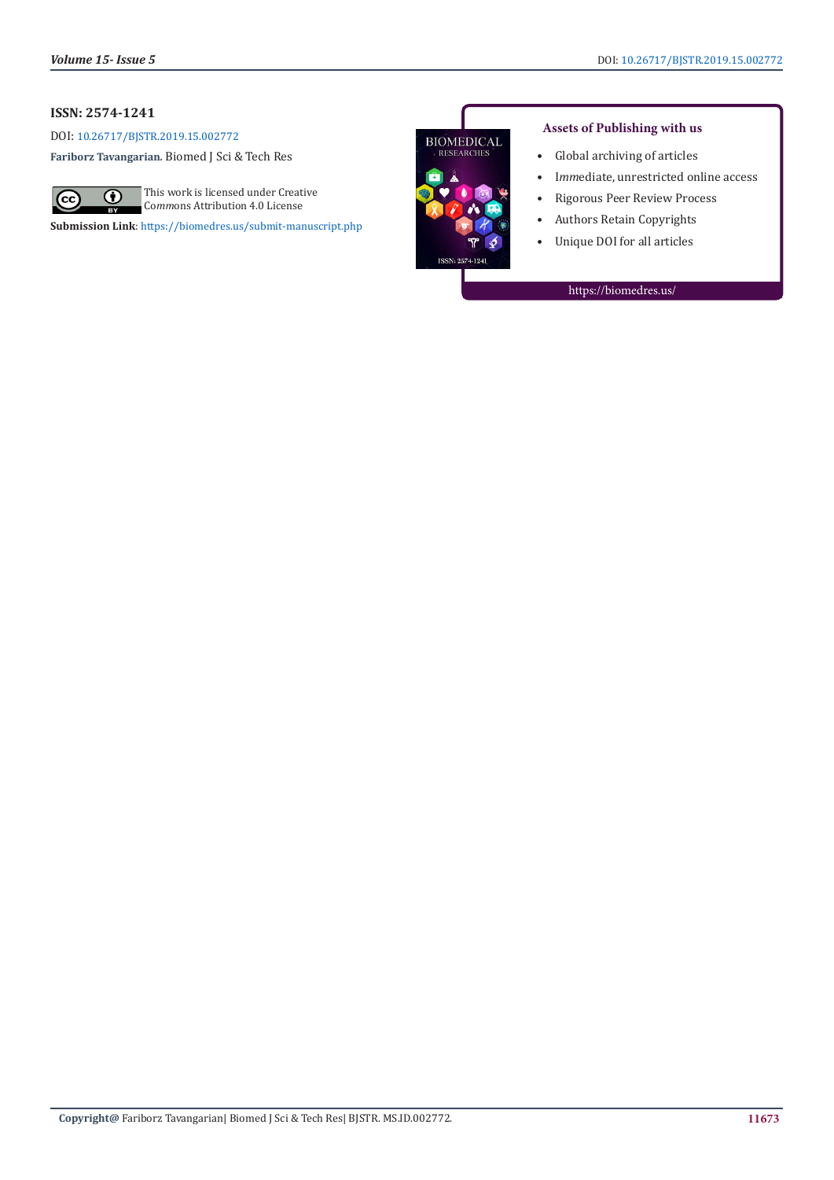**ISSN: 2574-1241**

DOI: 10.26717/BJSTR.2019.15.002772

**Fariborz Tavangarian.** Biomed J Sci & Tech Res

This work is licensed under Creative Commons Attribution 4.0 License

**Submission Link**: https://biomedres.us/submit-manuscript.php

**Assets of Publishing with us**

- Global archiving of articles
- Immediate, unrestricted online access
- Rigorous Peer Review Process
- Authors Retain Copyrights
- Unique DOI for all articles

https://biomedres.us/